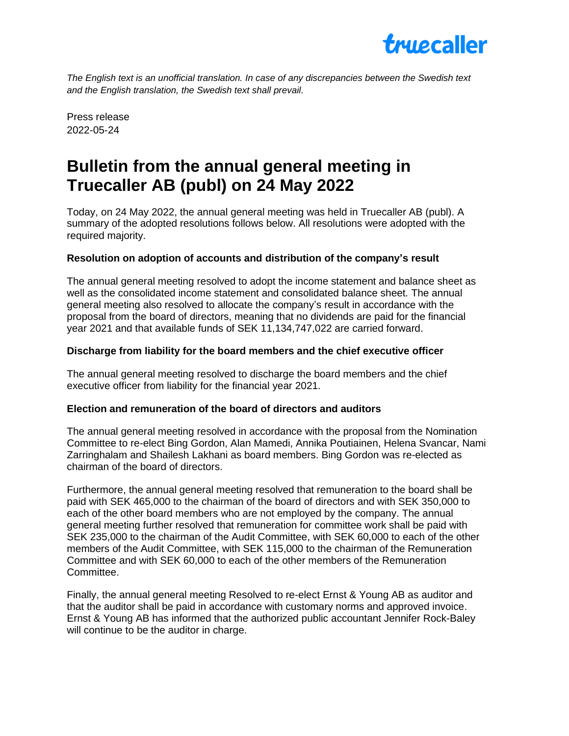*The English text is an unofficial translation. In case of any discrepancies between the Swedish text and the English translation, the Swedish text shall prevail.*

Press release
2022-05-24

# Bulletin from the annual general meeting in Truecaller AB (publ) on 24 May 2022

Today, on 24 May 2022, the annual general meeting was held in Truecaller AB (publ). A summary of the adopted resolutions follows below. All resolutions were adopted with the required majority.

**Resolution on adoption of accounts and distribution of the company's result**

The annual general meeting resolved to adopt the income statement and balance sheet as well as the consolidated income statement and consolidated balance sheet. The annual general meeting also resolved to allocate the company's result in accordance with the proposal from the board of directors, meaning that no dividends are paid for the financial year 2021 and that available funds of SEK 11,134,747,022 are carried forward.

**Discharge from liability for the board members and the chief executive officer**

The annual general meeting resolved to discharge the board members and the chief executive officer from liability for the financial year 2021.

**Election and remuneration of the board of directors and auditors**

The annual general meeting resolved in accordance with the proposal from the Nomination Committee to re-elect Bing Gordon, Alan Mamedi, Annika Poutiainen, Helena Svancar, Nami Zarringhalam and Shailesh Lakhani as board members. Bing Gordon was re-elected as chairman of the board of directors.

Furthermore, the annual general meeting resolved that remuneration to the board shall be paid with SEK 465,000 to the chairman of the board of directors and with SEK 350,000 to each of the other board members who are not employed by the company. The annual general meeting further resolved that remuneration for committee work shall be paid with SEK 235,000 to the chairman of the Audit Committee, with SEK 60,000 to each of the other members of the Audit Committee, with SEK 115,000 to the chairman of the Remuneration Committee and with SEK 60,000 to each of the other members of the Remuneration Committee.

Finally, the annual general meeting Resolved to re-elect Ernst & Young AB as auditor and that the auditor shall be paid in accordance with customary norms and approved invoice. Ernst & Young AB has informed that the authorized public accountant Jennifer Rock-Baley will continue to be the auditor in charge.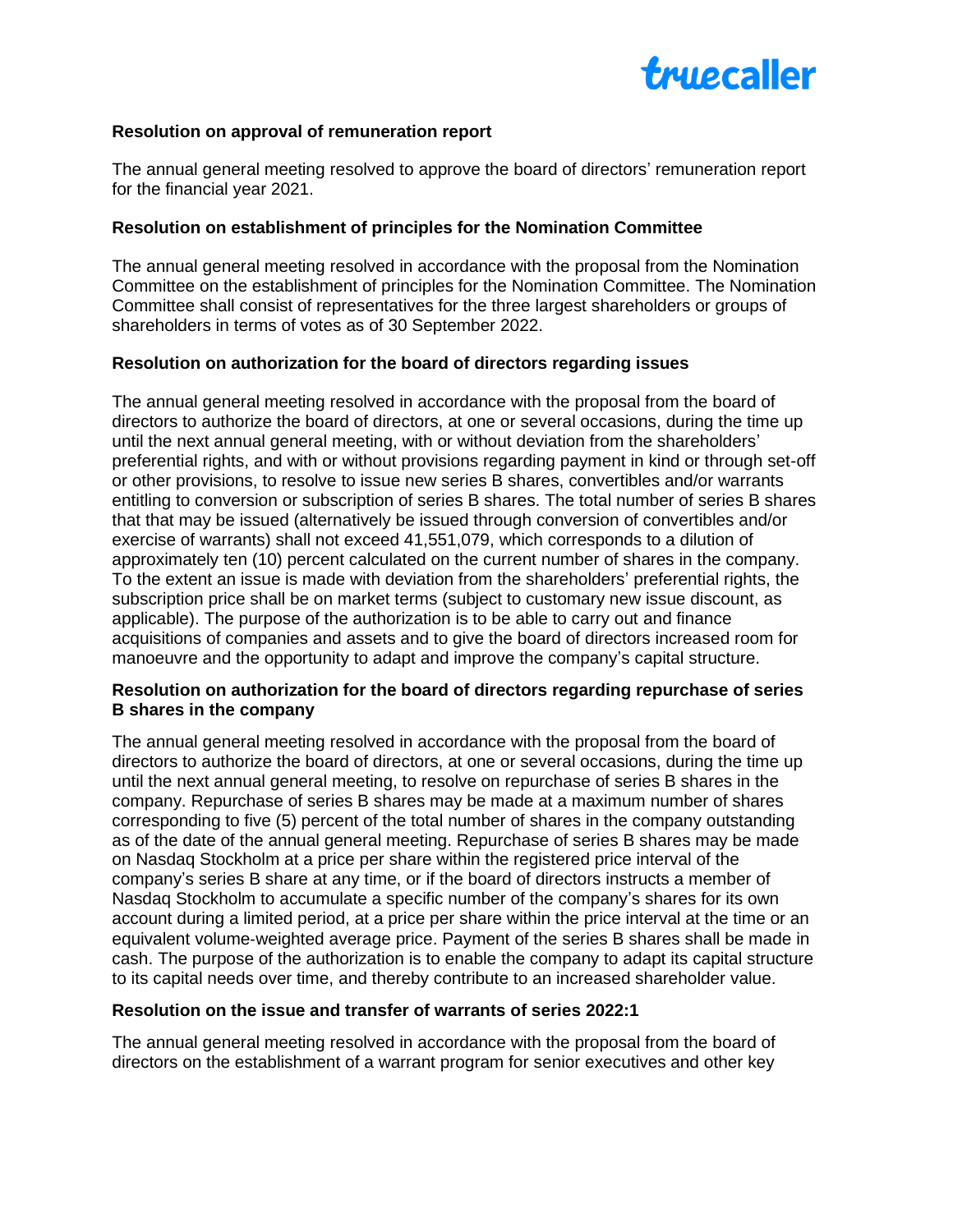**Resolution on approval of remuneration report**

The annual general meeting resolved to approve the board of directors' remuneration report for the financial year 2021.

**Resolution on establishment of principles for the Nomination Committee**

The annual general meeting resolved in accordance with the proposal from the Nomination Committee on the establishment of principles for the Nomination Committee. The Nomination Committee shall consist of representatives for the three largest shareholders or groups of shareholders in terms of votes as of 30 September 2022.

**Resolution on authorization for the board of directors regarding issues**

The annual general meeting resolved in accordance with the proposal from the board of directors to authorize the board of directors, at one or several occasions, during the time up until the next annual general meeting, with or without deviation from the shareholders' preferential rights, and with or without provisions regarding payment in kind or through set-off or other provisions, to resolve to issue new series B shares, convertibles and/or warrants entitling to conversion or subscription of series B shares. The total number of series B shares that that may be issued (alternatively be issued through conversion of convertibles and/or exercise of warrants) shall not exceed 41,551,079, which corresponds to a dilution of approximately ten (10) percent calculated on the current number of shares in the company. To the extent an issue is made with deviation from the shareholders' preferential rights, the subscription price shall be on market terms (subject to customary new issue discount, as applicable). The purpose of the authorization is to be able to carry out and finance acquisitions of companies and assets and to give the board of directors increased room for manoeuvre and the opportunity to adapt and improve the company's capital structure.

**Resolution on authorization for the board of directors regarding repurchase of series B shares in the company**

The annual general meeting resolved in accordance with the proposal from the board of directors to authorize the board of directors, at one or several occasions, during the time up until the next annual general meeting, to resolve on repurchase of series B shares in the company. Repurchase of series B shares may be made at a maximum number of shares corresponding to five (5) percent of the total number of shares in the company outstanding as of the date of the annual general meeting. Repurchase of series B shares may be made on Nasdaq Stockholm at a price per share within the registered price interval of the company's series B share at any time, or if the board of directors instructs a member of Nasdaq Stockholm to accumulate a specific number of the company's shares for its own account during a limited period, at a price per share within the price interval at the time or an equivalent volume-weighted average price. Payment of the series B shares shall be made in cash. The purpose of the authorization is to enable the company to adapt its capital structure to its capital needs over time, and thereby contribute to an increased shareholder value.

**Resolution on the issue and transfer of warrants of series 2022:1**

The annual general meeting resolved in accordance with the proposal from the board of directors on the establishment of a warrant program for senior executives and other key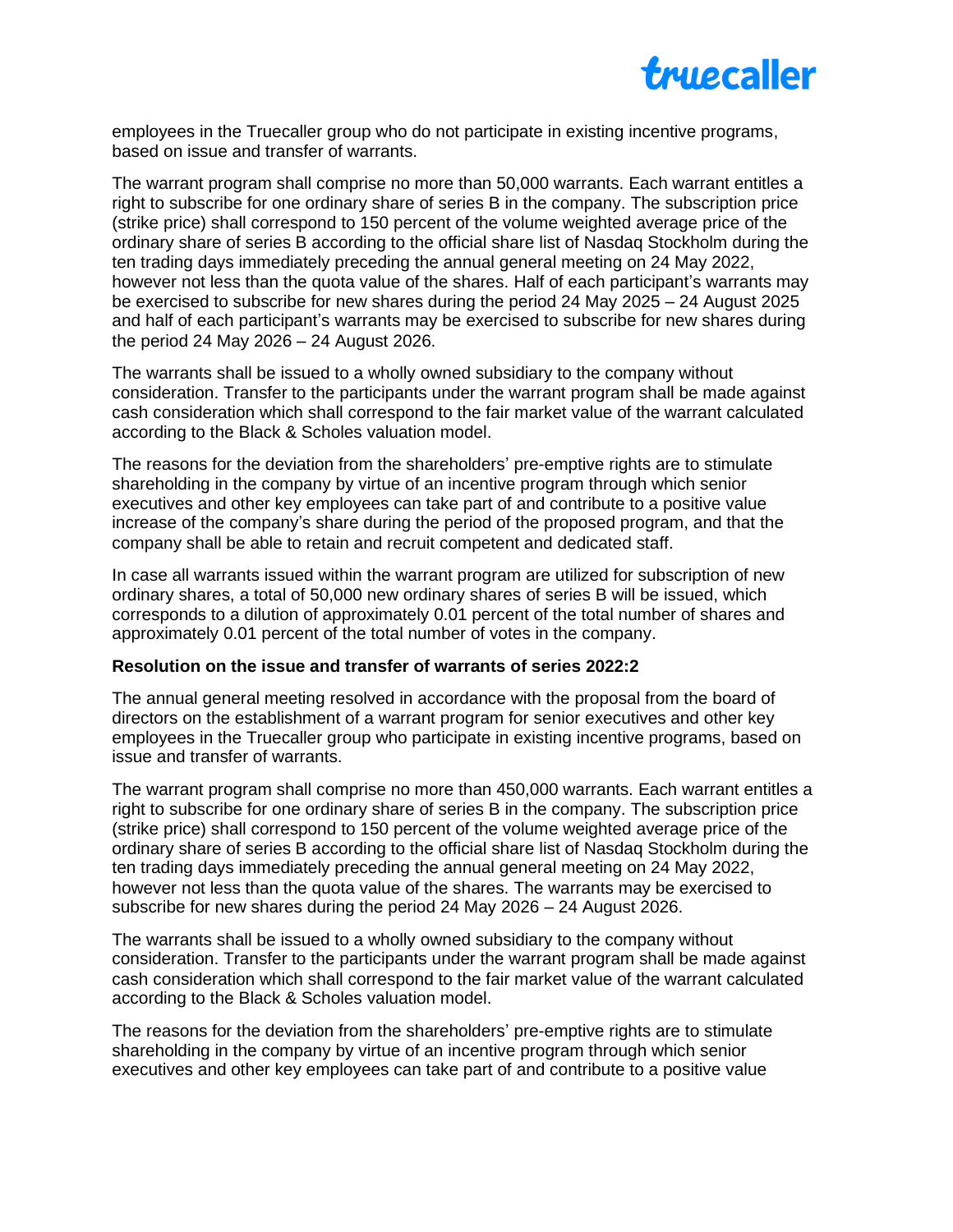employees in the Truecaller group who do not participate in existing incentive programs, based on issue and transfer of warrants.

The warrant program shall comprise no more than 50,000 warrants. Each warrant entitles a right to subscribe for one ordinary share of series B in the company. The subscription price (strike price) shall correspond to 150 percent of the volume weighted average price of the ordinary share of series B according to the official share list of Nasdaq Stockholm during the ten trading days immediately preceding the annual general meeting on 24 May 2022, however not less than the quota value of the shares. Half of each participant's warrants may be exercised to subscribe for new shares during the period 24 May 2025 – 24 August 2025 and half of each participant's warrants may be exercised to subscribe for new shares during the period 24 May 2026 – 24 August 2026.

The warrants shall be issued to a wholly owned subsidiary to the company without consideration. Transfer to the participants under the warrant program shall be made against cash consideration which shall correspond to the fair market value of the warrant calculated according to the Black & Scholes valuation model.

The reasons for the deviation from the shareholders' pre-emptive rights are to stimulate shareholding in the company by virtue of an incentive program through which senior executives and other key employees can take part of and contribute to a positive value increase of the company's share during the period of the proposed program, and that the company shall be able to retain and recruit competent and dedicated staff.

In case all warrants issued within the warrant program are utilized for subscription of new ordinary shares, a total of 50,000 new ordinary shares of series B will be issued, which corresponds to a dilution of approximately 0.01 percent of the total number of shares and approximately 0.01 percent of the total number of votes in the company.

**Resolution on the issue and transfer of warrants of series 2022:2**

The annual general meeting resolved in accordance with the proposal from the board of directors on the establishment of a warrant program for senior executives and other key employees in the Truecaller group who participate in existing incentive programs, based on issue and transfer of warrants.

The warrant program shall comprise no more than 450,000 warrants. Each warrant entitles a right to subscribe for one ordinary share of series B in the company. The subscription price (strike price) shall correspond to 150 percent of the volume weighted average price of the ordinary share of series B according to the official share list of Nasdaq Stockholm during the ten trading days immediately preceding the annual general meeting on 24 May 2022, however not less than the quota value of the shares. The warrants may be exercised to subscribe for new shares during the period 24 May 2026 – 24 August 2026.

The warrants shall be issued to a wholly owned subsidiary to the company without consideration. Transfer to the participants under the warrant program shall be made against cash consideration which shall correspond to the fair market value of the warrant calculated according to the Black & Scholes valuation model.

The reasons for the deviation from the shareholders' pre-emptive rights are to stimulate shareholding in the company by virtue of an incentive program through which senior executives and other key employees can take part of and contribute to a positive value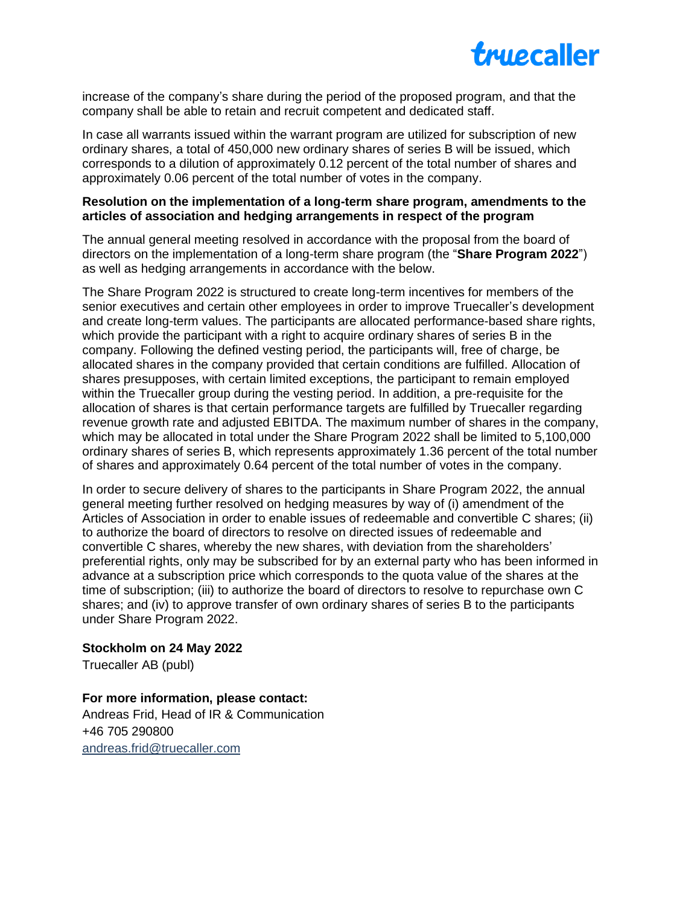increase of the company's share during the period of the proposed program, and that the company shall be able to retain and recruit competent and dedicated staff.

In case all warrants issued within the warrant program are utilized for subscription of new ordinary shares, a total of 450,000 new ordinary shares of series B will be issued, which corresponds to a dilution of approximately 0.12 percent of the total number of shares and approximately 0.06 percent of the total number of votes in the company.

**Resolution on the implementation of a long-term share program, amendments to the articles of association and hedging arrangements in respect of the program**

The annual general meeting resolved in accordance with the proposal from the board of directors on the implementation of a long-term share program (the "**Share Program 2022**") as well as hedging arrangements in accordance with the below.

The Share Program 2022 is structured to create long-term incentives for members of the senior executives and certain other employees in order to improve Truecaller's development and create long-term values. The participants are allocated performance-based share rights, which provide the participant with a right to acquire ordinary shares of series B in the company. Following the defined vesting period, the participants will, free of charge, be allocated shares in the company provided that certain conditions are fulfilled. Allocation of shares presupposes, with certain limited exceptions, the participant to remain employed within the Truecaller group during the vesting period. In addition, a pre-requisite for the allocation of shares is that certain performance targets are fulfilled by Truecaller regarding revenue growth rate and adjusted EBITDA. The maximum number of shares in the company, which may be allocated in total under the Share Program 2022 shall be limited to 5,100,000 ordinary shares of series B, which represents approximately 1.36 percent of the total number of shares and approximately 0.64 percent of the total number of votes in the company.

In order to secure delivery of shares to the participants in Share Program 2022, the annual general meeting further resolved on hedging measures by way of (i) amendment of the Articles of Association in order to enable issues of redeemable and convertible C shares; (ii) to authorize the board of directors to resolve on directed issues of redeemable and convertible C shares, whereby the new shares, with deviation from the shareholders' preferential rights, only may be subscribed for by an external party who has been informed in advance at a subscription price which corresponds to the quota value of the shares at the time of subscription; (iii) to authorize the board of directors to resolve to repurchase own C shares; and (iv) to approve transfer of own ordinary shares of series B to the participants under Share Program 2022.

**Stockholm on 24 May 2022**
Truecaller AB (publ)

**For more information, please contact:**
Andreas Frid, Head of IR & Communication
+46 705 290800
andreas.frid@truecaller.com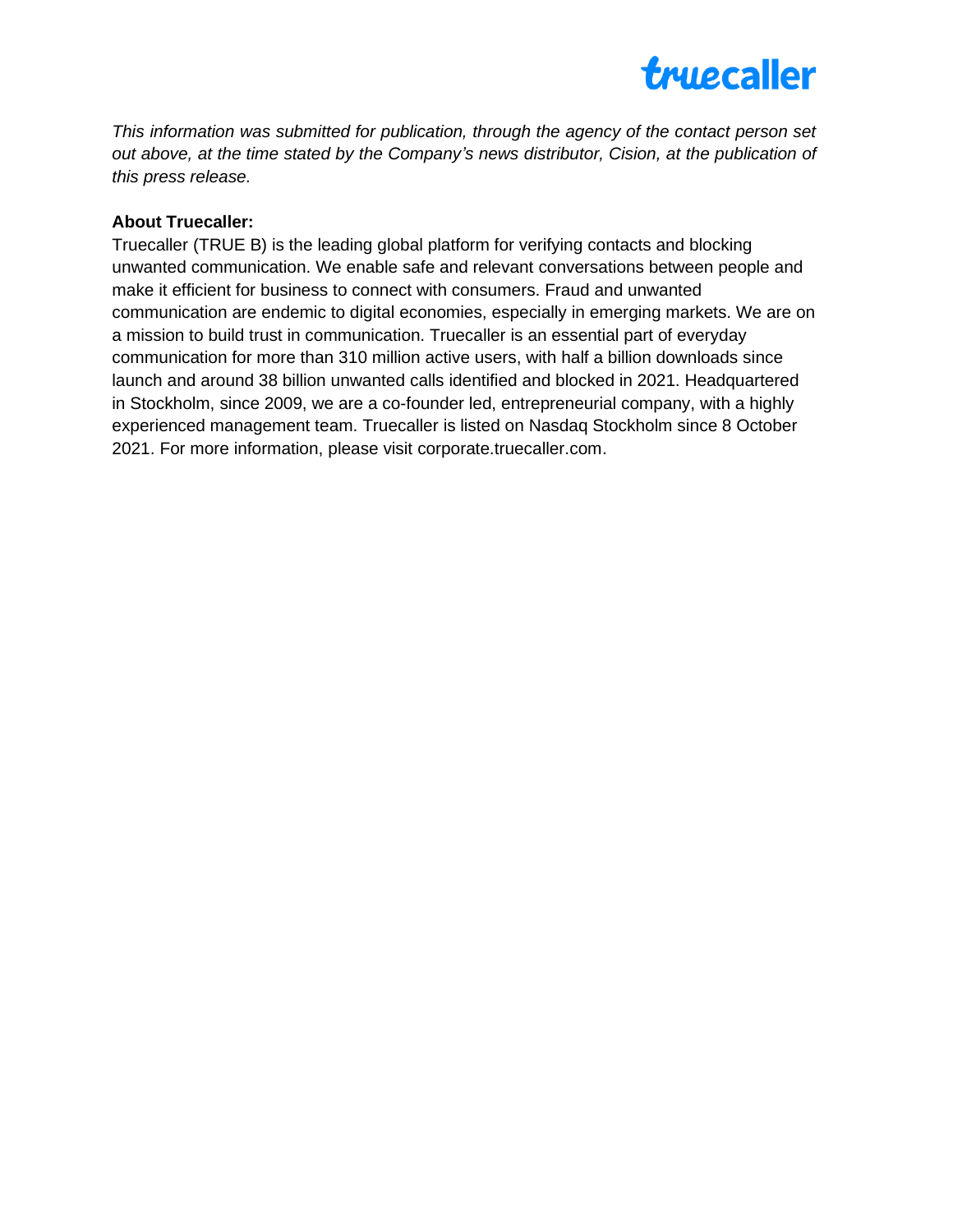*This information was submitted for publication, through the agency of the contact person set out above, at the time stated by the Company's news distributor, Cision, at the publication of this press release.*

**About Truecaller:**

Truecaller (TRUE B) is the leading global platform for verifying contacts and blocking unwanted communication. We enable safe and relevant conversations between people and make it efficient for business to connect with consumers. Fraud and unwanted communication are endemic to digital economies, especially in emerging markets. We are on a mission to build trust in communication. Truecaller is an essential part of everyday communication for more than 310 million active users, with half a billion downloads since launch and around 38 billion unwanted calls identified and blocked in 2021. Headquartered in Stockholm, since 2009, we are a co-founder led, entrepreneurial company, with a highly experienced management team. Truecaller is listed on Nasdaq Stockholm since 8 October 2021. For more information, please visit corporate.truecaller.com.